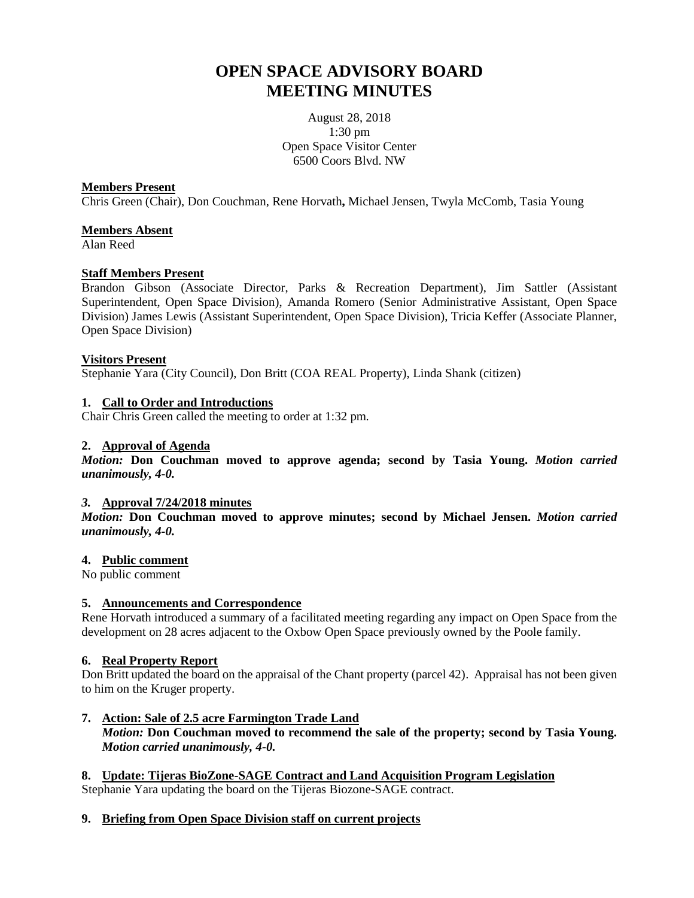# OPEN SPACE ADVISORY BOARD
# MEETING MINUTES

August 28, 2018
1:30 pm
Open Space Visitor Center
6500 Coors Blvd. NW

**Members Present**
Chris Green (Chair), Don Couchman, Rene Horvath**,** Michael Jensen, Twyla McComb, Tasia Young

**Members Absent**
Alan Reed

**Staff Members Present**
Brandon Gibson (Associate Director, Parks & Recreation Department), Jim Sattler (Assistant Superintendent, Open Space Division), Amanda Romero (Senior Administrative Assistant, Open Space Division) James Lewis (Assistant Superintendent, Open Space Division), Tricia Keffer (Associate Planner, Open Space Division)

**Visitors Present**
Stephanie Yara (City Council), Don Britt (COA REAL Property), Linda Shank (citizen)

**1. Call to Order and Introductions**
Chair Chris Green called the meeting to order at 1:32 pm.

**2. Approval of Agenda**
***Motion:*** **Don Couchman moved to approve agenda; second by Tasia Young.** ***Motion carried unanimously, 4-0.***

***3.*** **Approval 7/24/2018 minutes**
***Motion:*** **Don Couchman moved to approve minutes; second by Michael Jensen.** ***Motion carried unanimously, 4-0.***

**4. Public comment**
No public comment

**5. Announcements and Correspondence**
Rene Horvath introduced a summary of a facilitated meeting regarding any impact on Open Space from the development on 28 acres adjacent to the Oxbow Open Space previously owned by the Poole family.

**6. Real Property Report**
Don Britt updated the board on the appraisal of the Chant property (parcel 42). Appraisal has not been given to him on the Kruger property.

**7. Action: Sale of 2.5 acre Farmington Trade Land**
***Motion:*** **Don Couchman moved to recommend the sale of the property; second by Tasia Young.** ***Motion carried unanimously, 4-0.***

**8. Update: Tijeras BioZone-SAGE Contract and Land Acquisition Program Legislation**
Stephanie Yara updating the board on the Tijeras Biozone-SAGE contract.

**9. Briefing from Open Space Division staff on current projects**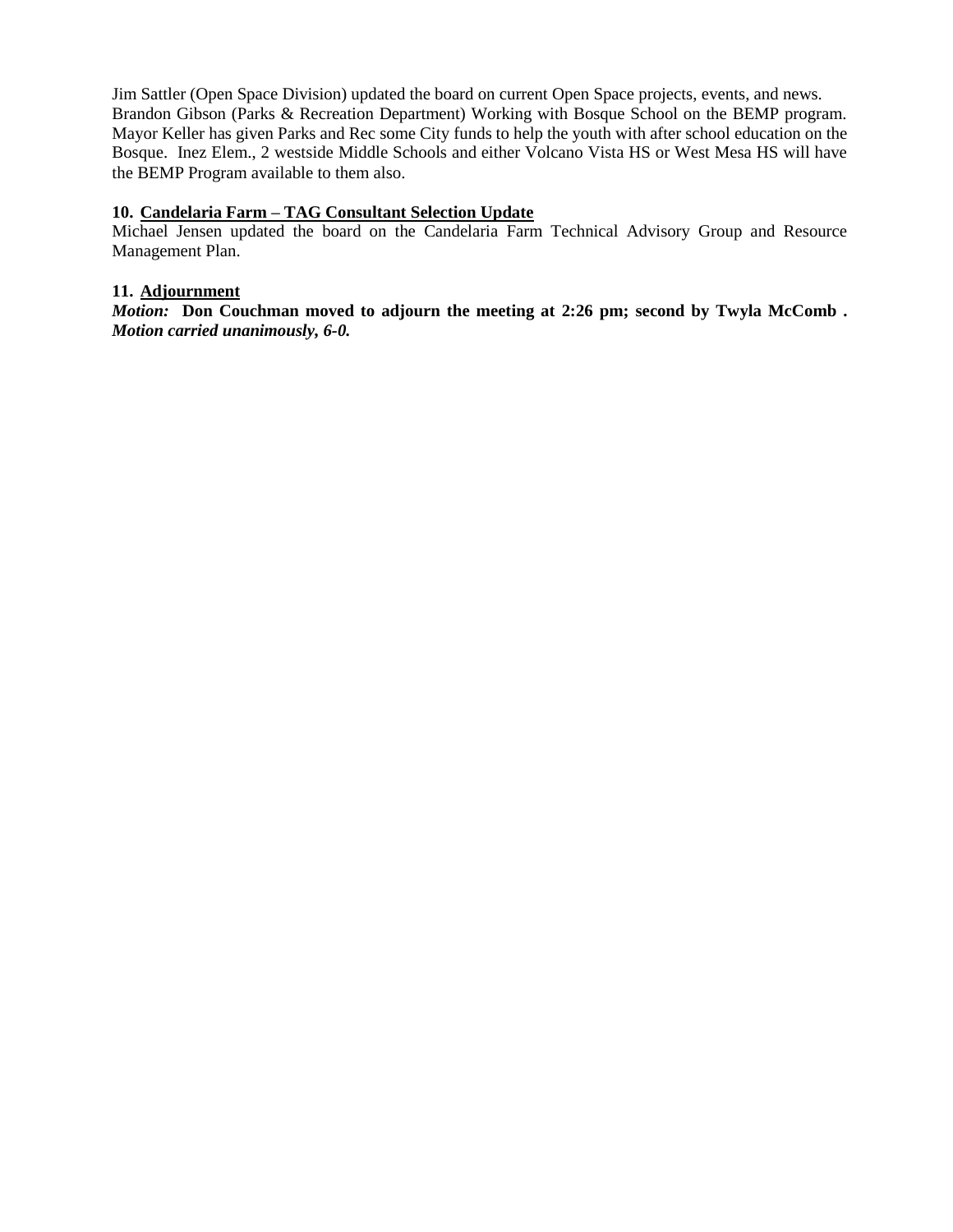Jim Sattler (Open Space Division) updated the board on current Open Space projects, events, and news.
Brandon Gibson (Parks & Recreation Department) Working with Bosque School on the BEMP program. Mayor Keller has given Parks and Rec some City funds to help the youth with after school education on the Bosque. Inez Elem., 2 westside Middle Schools and either Volcano Vista HS or West Mesa HS will have the BEMP Program available to them also.

**10. Candelaria Farm – TAG Consultant Selection Update**

Michael Jensen updated the board on the Candelaria Farm Technical Advisory Group and Resource Management Plan.

**11. Adjournment**

***Motion:*** **Don Couchman moved to adjourn the meeting at 2:26 pm; second by Twyla McComb .** ***Motion carried unanimously, 6-0.***